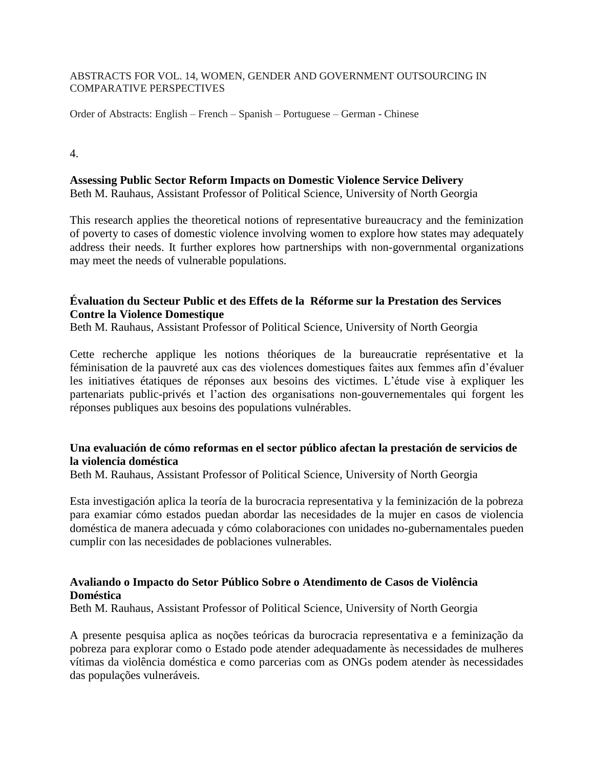ABSTRACTS FOR VOL. 14, WOMEN, GENDER AND GOVERNMENT OUTSOURCING IN COMPARATIVE PERSPECTIVES

Order of Abstracts: English – French – Spanish – Portuguese – German - Chinese

4.

**Assessing Public Sector Reform Impacts on Domestic Violence Service Delivery**
Beth M. Rauhaus, Assistant Professor of Political Science, University of North Georgia

This research applies the theoretical notions of representative bureaucracy and the feminization of poverty to cases of domestic violence involving women to explore how states may adequately address their needs. It further explores how partnerships with non-governmental organizations may meet the needs of vulnerable populations.

**Évaluation du Secteur Public et des Effets de la Réforme sur la Prestation des Services Contre la Violence Domestique**
Beth M. Rauhaus, Assistant Professor of Political Science, University of North Georgia

Cette recherche applique les notions théoriques de la bureaucratie représentative et la féminisation de la pauvreté aux cas des violences domestiques faites aux femmes afin d'évaluer les initiatives étatiques de réponses aux besoins des victimes. L'étude vise à expliquer les partenariats public-privés et l'action des organisations non-gouvernementales qui forgent les réponses publiques aux besoins des populations vulnérables.

**Una evaluación de cómo reformas en el sector público afectan la prestación de servicios de la violencia doméstica**
Beth M. Rauhaus, Assistant Professor of Political Science, University of North Georgia

Esta investigación aplica la teoría de la burocracia representativa y la feminización de la pobreza para examinar cómo estados puedan abordar las necesidades de la mujer en casos de violencia doméstica de manera adecuada y cómo colaboraciones con unidades no-gubernamentales pueden cumplir con las necesidades de poblaciones vulnerables.

**Avaliando o Impacto do Setor Público Sobre o Atendimento de Casos de Violência Doméstica**
Beth M. Rauhaus, Assistant Professor of Political Science, University of North Georgia

A presente pesquisa aplica as noções teóricas da burocracia representativa e a feminização da pobreza para explorar como o Estado pode atender adequadamente às necessidades de mulheres vítimas da violência doméstica e como parcerias com as ONGs podem atender às necessidades das populações vulneráveis.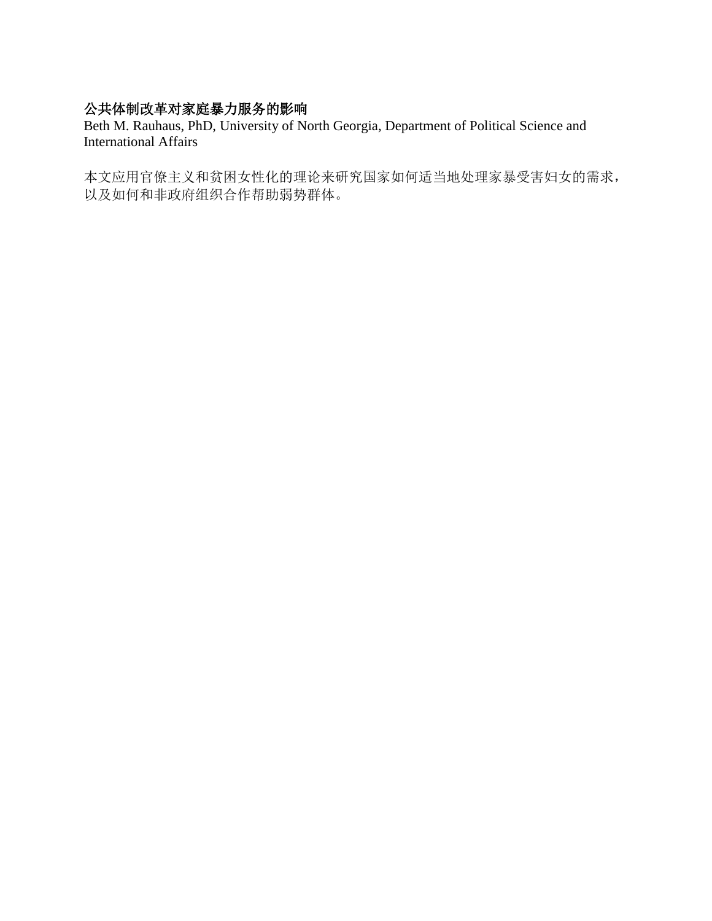**公共体制改革对家庭暴力服务的影响**
Beth M. Rauhaus, PhD, University of North Georgia, Department of Political Science and International Affairs

本文应用官僚主义和贫困女性化的理论来研究国家如何适当地处理家暴受害妇女的需求，以及如何和非政府组织合作帮助弱势群体。